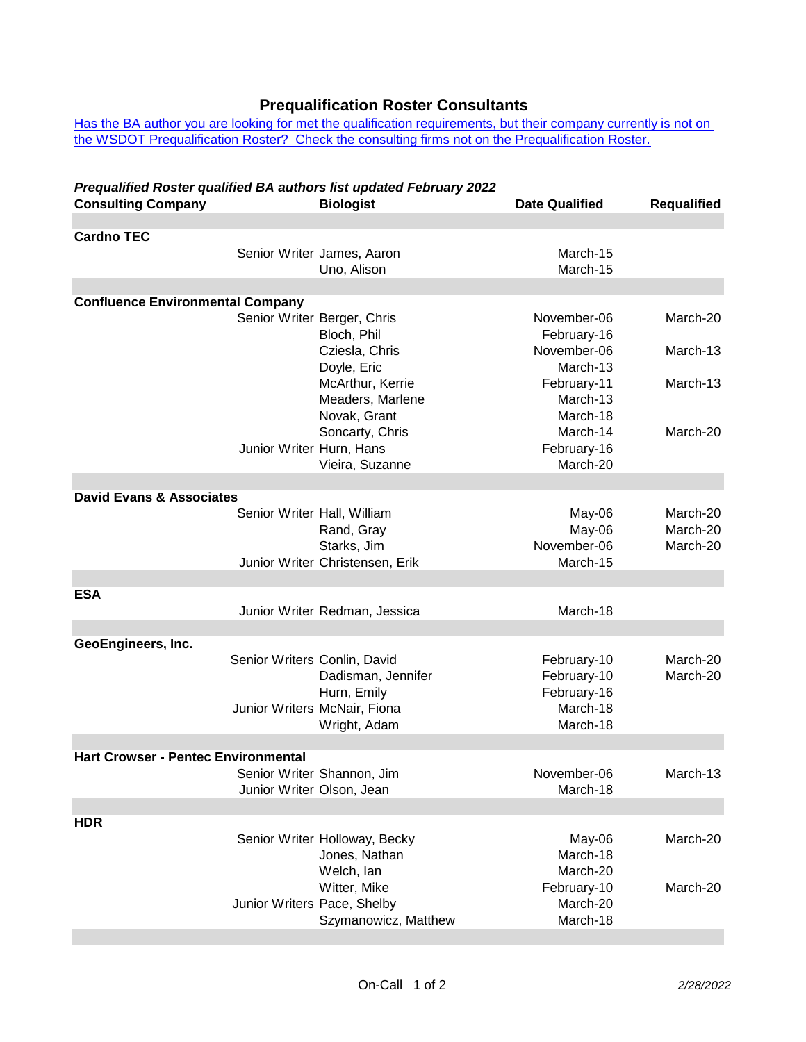# Prequalification Roster Consultants

Has the BA author you are looking for met the qualification requirements, but their company currently is not on the WSDOT Prequalification Roster? Check the consulting firms not on the Prequalification Roster.

*Prequalified Roster qualified BA authors list updated February 2022*

| Consulting Company | | Biologist | Date Qualified | Requalified |
|---|---|---|---|---|
| **Cardno TEC** | | | | |
| | Senior Writer | James, Aaron | March-15 | |
| | | Uno, Alison | March-15 | |
| **Confluence Environmental Company** | | | | |
| | Senior Writer | Berger, Chris | November-06 | March-20 |
| | | Bloch, Phil | February-16 | |
| | | Cziesla, Chris | November-06 | March-13 |
| | | Doyle, Eric | March-13 | |
| | | McArthur, Kerrie | February-11 | March-13 |
| | | Meaders, Marlene | March-13 | |
| | | Novak, Grant | March-18 | |
| | | Soncarty, Chris | March-14 | March-20 |
| | Junior Writer | Hurn, Hans | February-16 | |
| | | Vieira, Suzanne | March-20 | |
| **David Evans & Associates** | | | | |
| | Senior Writer | Hall, William | May-06 | March-20 |
| | | Rand, Gray | May-06 | March-20 |
| | | Starks, Jim | November-06 | March-20 |
| | Junior Writer | Christensen, Erik | March-15 | |
| **ESA** | | | | |
| | Junior Writer | Redman, Jessica | March-18 | |
| **GeoEngineers, Inc.** | | | | |
| | Senior Writers | Conlin, David | February-10 | March-20 |
| | | Dadisman, Jennifer | February-10 | March-20 |
| | | Hurn, Emily | February-16 | |
| | Junior Writers | McNair, Fiona | March-18 | |
| | | Wright, Adam | March-18 | |
| **Hart Crowser - Pentec Environmental** | | | | |
| | Senior Writer | Shannon, Jim | November-06 | March-13 |
| | Junior Writer | Olson, Jean | March-18 | |
| **HDR** | | | | |
| | Senior Writer | Holloway, Becky | May-06 | March-20 |
| | | Jones, Nathan | March-18 | |
| | | Welch, Ian | March-20 | |
| | | Witter, Mike | February-10 | March-20 |
| | Junior Writers | Pace, Shelby | March-20 | |
| | | Szymanowicz, Matthew | March-18 | |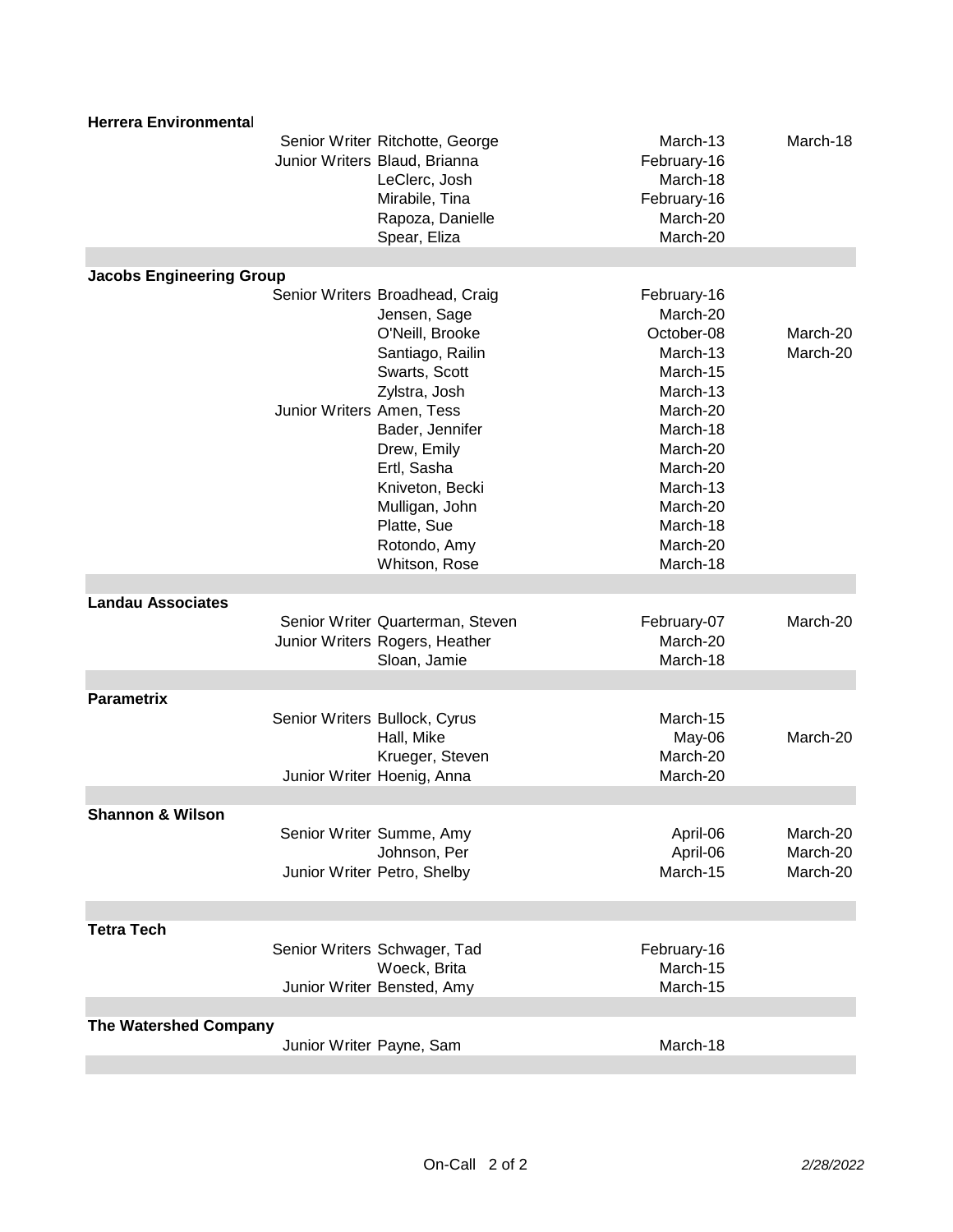| | | | | |
|---|---|---|---|---|
| **Herrera Environmental** | | | | |
| | Senior Writer | Ritchotte, George | March-13 | March-18 |
| | Junior Writers | Blaud, Brianna | February-16 | |
| | | LeClerc, Josh | March-18 | |
| | | Mirabile, Tina | February-16 | |
| | | Rapoza, Danielle | March-20 | |
| | | Spear, Eliza | March-20 | |
| **Jacobs Engineering Group** | | | | |
| | Senior Writers | Broadhead, Craig | February-16 | |
| | | Jensen, Sage | March-20 | |
| | | O'Neill, Brooke | October-08 | March-20 |
| | | Santiago, Railin | March-13 | March-20 |
| | | Swarts, Scott | March-15 | |
| | | Zylstra, Josh | March-13 | |
| | Junior Writers | Amen, Tess | March-20 | |
| | | Bader, Jennifer | March-18 | |
| | | Drew, Emily | March-20 | |
| | | Ertl, Sasha | March-20 | |
| | | Kniveton, Becki | March-13 | |
| | | Mulligan, John | March-20 | |
| | | Platte, Sue | March-18 | |
| | | Rotondo, Amy | March-20 | |
| | | Whitson, Rose | March-18 | |
| **Landau Associates** | | | | |
| | Senior Writer | Quarterman, Steven | February-07 | March-20 |
| | Junior Writers | Rogers, Heather | March-20 | |
| | | Sloan, Jamie | March-18 | |
| **Parametrix** | | | | |
| | Senior Writers | Bullock, Cyrus | March-15 | |
| | | Hall, Mike | May-06 | March-20 |
| | | Krueger, Steven | March-20 | |
| | Junior Writer | Hoenig, Anna | March-20 | |
| **Shannon & Wilson** | | | | |
| | Senior Writer | Summe, Amy | April-06 | March-20 |
| | | Johnson, Per | April-06 | March-20 |
| | Junior Writer | Petro, Shelby | March-15 | March-20 |
| **Tetra Tech** | | | | |
| | Senior Writers | Schwager, Tad | February-16 | |
| | | Woeck, Brita | March-15 | |
| | Junior Writer | Bensted, Amy | March-15 | |
| **The Watershed Company** | | | | |
| | Junior Writer | Payne, Sam | March-18 | |

On-Call

*2/28/2022*